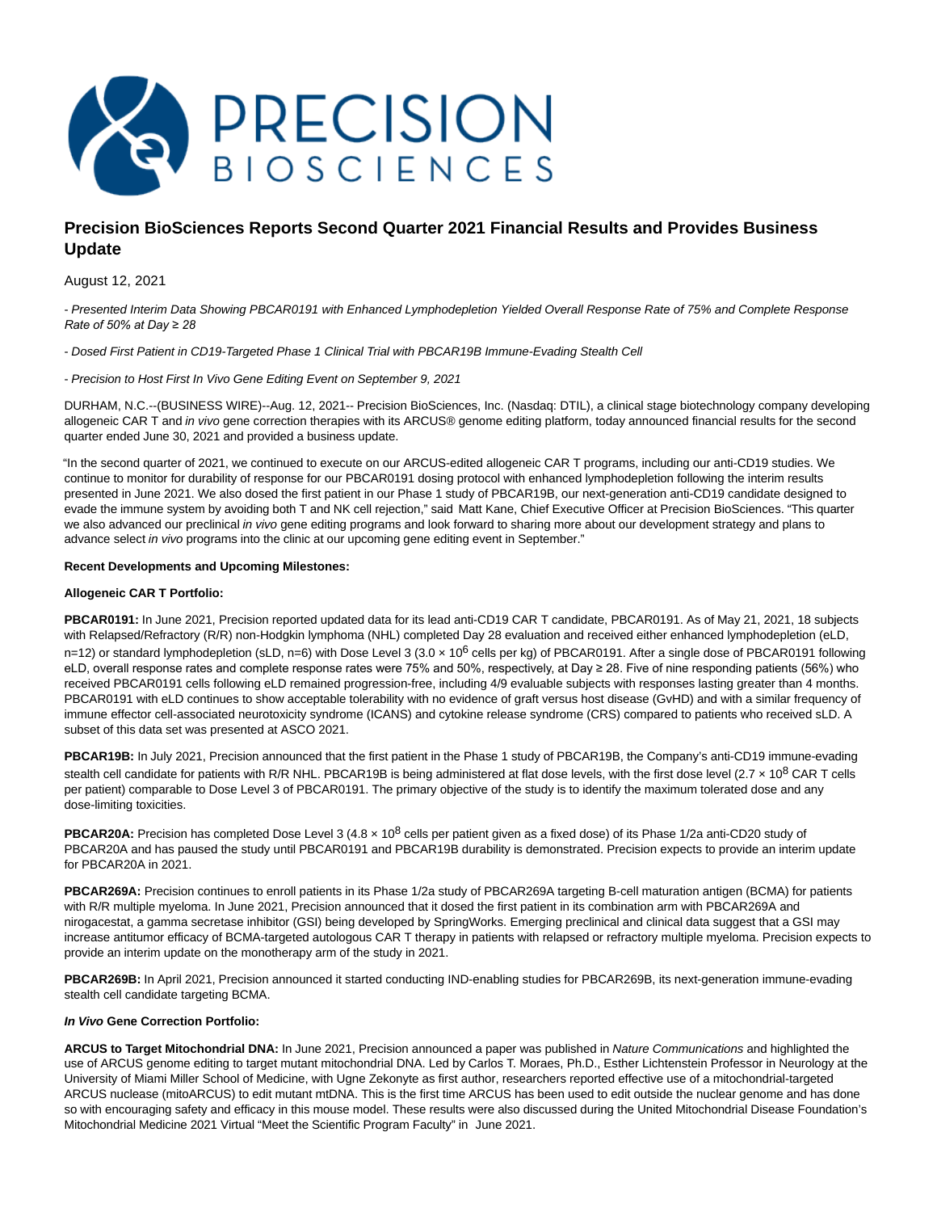# Precision BioSciences Reports Second Quarter 2021 Financial Results and Provides Business Update

August 12, 2021

*- Presented Interim Data Showing PBCAR0191 with Enhanced Lymphodepletion Yielded Overall Response Rate of 75% and Complete Response Rate of 50% at Day ≥ 28*

*- Dosed First Patient in CD19-Targeted Phase 1 Clinical Trial with PBCAR19B Immune-Evading Stealth Cell*

*- Precision to Host First In Vivo Gene Editing Event on September 9, 2021*

DURHAM, N.C.--(BUSINESS WIRE)--Aug. 12, 2021-- Precision BioSciences, Inc. (Nasdaq: DTIL), a clinical stage biotechnology company developing allogeneic CAR T and *in vivo* gene correction therapies with its ARCUS® genome editing platform, today announced financial results for the second quarter ended June 30, 2021 and provided a business update.

"In the second quarter of 2021, we continued to execute on our ARCUS-edited allogeneic CAR T programs, including our anti-CD19 studies. We continue to monitor for durability of response for our PBCAR0191 dosing protocol with enhanced lymphodepletion following the interim results presented in June 2021. We also dosed the first patient in our Phase 1 study of PBCAR19B, our next-generation anti-CD19 candidate designed to evade the immune system by avoiding both T and NK cell rejection," said Matt Kane, Chief Executive Officer at Precision BioSciences. "This quarter we also advanced our preclinical *in vivo* gene editing programs and look forward to sharing more about our development strategy and plans to advance select *in vivo* programs into the clinic at our upcoming gene editing event in September."

**Recent Developments and Upcoming Milestones:**

**Allogeneic CAR T Portfolio:**

**PBCAR0191:** In June 2021, Precision reported updated data for its lead anti-CD19 CAR T candidate, PBCAR0191. As of May 21, 2021, 18 subjects with Relapsed/Refractory (R/R) non-Hodgkin lymphoma (NHL) completed Day 28 evaluation and received either enhanced lymphodepletion (eLD, n=12) or standard lymphodepletion (sLD, n=6) with Dose Level 3 ($3.0 \times 10^6$ cells per kg) of PBCAR0191. After a single dose of PBCAR0191 following eLD, overall response rates and complete response rates were 75% and 50%, respectively, at Day ≥ 28. Five of nine responding patients (56%) who received PBCAR0191 cells following eLD remained progression-free, including 4/9 evaluable subjects with responses lasting greater than 4 months. PBCAR0191 with eLD continues to show acceptable tolerability with no evidence of graft versus host disease (GvHD) and with a similar frequency of immune effector cell-associated neurotoxicity syndrome (ICANS) and cytokine release syndrome (CRS) compared to patients who received sLD. A subset of this data set was presented at ASCO 2021.

**PBCAR19B:** In July 2021, Precision announced that the first patient in the Phase 1 study of PBCAR19B, the Company's anti-CD19 immune-evading stealth cell candidate for patients with R/R NHL. PBCAR19B is being administered at flat dose levels, with the first dose level ($2.7 \times 10^8$ CAR T cells per patient) comparable to Dose Level 3 of PBCAR0191. The primary objective of the study is to identify the maximum tolerated dose and any dose-limiting toxicities.

**PBCAR20A:** Precision has completed Dose Level 3 ($4.8 \times 10^8$ cells per patient given as a fixed dose) of its Phase 1/2a anti-CD20 study of PBCAR20A and has paused the study until PBCAR0191 and PBCAR19B durability is demonstrated. Precision expects to provide an interim update for PBCAR20A in 2021.

**PBCAR269A:** Precision continues to enroll patients in its Phase 1/2a study of PBCAR269A targeting B-cell maturation antigen (BCMA) for patients with R/R multiple myeloma. In June 2021, Precision announced that it dosed the first patient in its combination arm with PBCAR269A and nirogacestat, a gamma secretase inhibitor (GSI) being developed by SpringWorks. Emerging preclinical and clinical data suggest that a GSI may increase antitumor efficacy of BCMA-targeted autologous CAR T therapy in patients with relapsed or refractory multiple myeloma. Precision expects to provide an interim update on the monotherapy arm of the study in 2021.

**PBCAR269B:** In April 2021, Precision announced it started conducting IND-enabling studies for PBCAR269B, its next-generation immune-evading stealth cell candidate targeting BCMA.

***In Vivo* Gene Correction Portfolio:**

**ARCUS to Target Mitochondrial DNA:** In June 2021, Precision announced a paper was published in *Nature Communications* and highlighted the use of ARCUS genome editing to target mutant mitochondrial DNA. Led by Carlos T. Moraes, Ph.D., Esther Lichtenstein Professor in Neurology at the University of Miami Miller School of Medicine, with Ugne Zekonyte as first author, researchers reported effective use of a mitochondrial-targeted ARCUS nuclease (mitoARCUS) to edit mutant mtDNA. This is the first time ARCUS has been used to edit outside the nuclear genome and has done so with encouraging safety and efficacy in this mouse model. These results were also discussed during the United Mitochondrial Disease Foundation's Mitochondrial Medicine 2021 Virtual "Meet the Scientific Program Faculty" in June 2021.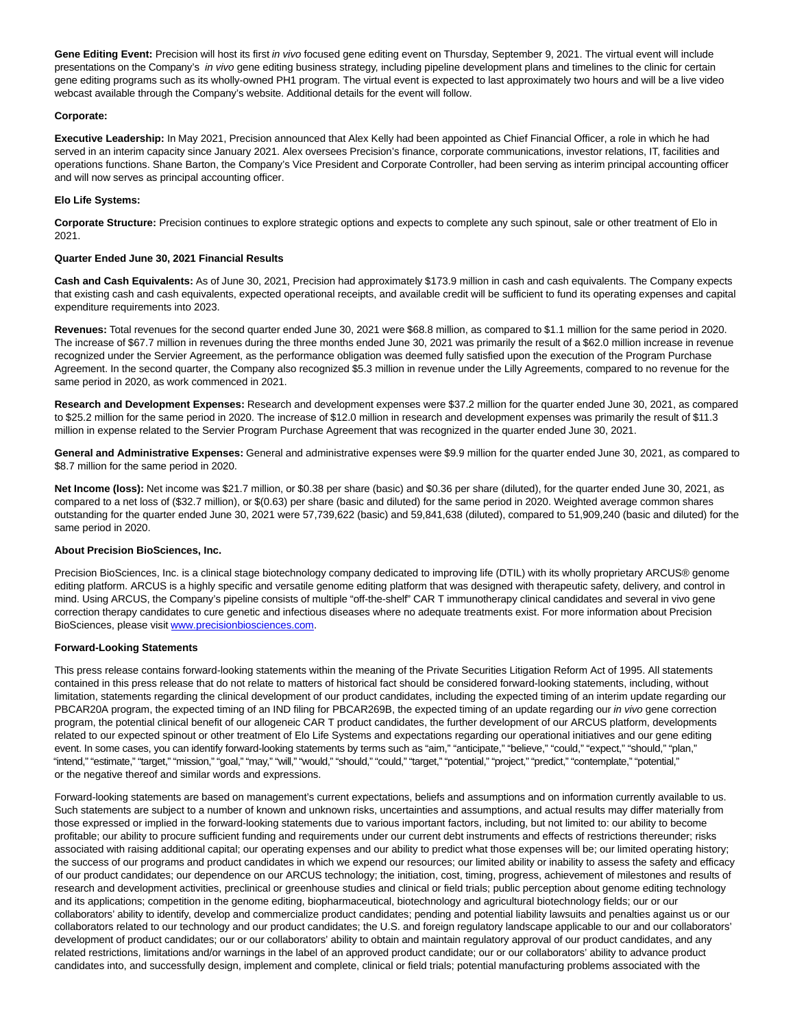**Gene Editing Event:** Precision will host its first *in vivo* focused gene editing event on Thursday, September 9, 2021. The virtual event will include presentations on the Company's *in vivo* gene editing business strategy, including pipeline development plans and timelines to the clinic for certain gene editing programs such as its wholly-owned PH1 program. The virtual event is expected to last approximately two hours and will be a live video webcast available through the Company's website. Additional details for the event will follow.

**Corporate:**

**Executive Leadership:** In May 2021, Precision announced that Alex Kelly had been appointed as Chief Financial Officer, a role in which he had served in an interim capacity since January 2021. Alex oversees Precision's finance, corporate communications, investor relations, IT, facilities and operations functions. Shane Barton, the Company's Vice President and Corporate Controller, had been serving as interim principal accounting officer and will now serves as principal accounting officer.

**Elo Life Systems:**

**Corporate Structure:** Precision continues to explore strategic options and expects to complete any such spinout, sale or other treatment of Elo in 2021.

**Quarter Ended June 30, 2021 Financial Results**

**Cash and Cash Equivalents:** As of June 30, 2021, Precision had approximately $173.9 million in cash and cash equivalents. The Company expects that existing cash and cash equivalents, expected operational receipts, and available credit will be sufficient to fund its operating expenses and capital expenditure requirements into 2023.

**Revenues:** Total revenues for the second quarter ended June 30, 2021 were $68.8 million, as compared to $1.1 million for the same period in 2020. The increase of $67.7 million in revenues during the three months ended June 30, 2021 was primarily the result of a $62.0 million increase in revenue recognized under the Servier Agreement, as the performance obligation was deemed fully satisfied upon the execution of the Program Purchase Agreement. In the second quarter, the Company also recognized $5.3 million in revenue under the Lilly Agreements, compared to no revenue for the same period in 2020, as work commenced in 2021.

**Research and Development Expenses:** Research and development expenses were $37.2 million for the quarter ended June 30, 2021, as compared to $25.2 million for the same period in 2020. The increase of $12.0 million in research and development expenses was primarily the result of $11.3 million in expense related to the Servier Program Purchase Agreement that was recognized in the quarter ended June 30, 2021.

**General and Administrative Expenses:** General and administrative expenses were $9.9 million for the quarter ended June 30, 2021, as compared to $8.7 million for the same period in 2020.

**Net Income (loss):** Net income was $21.7 million, or $0.38 per share (basic) and $0.36 per share (diluted), for the quarter ended June 30, 2021, as compared to a net loss of ($32.7 million), or $(0.63) per share (basic and diluted) for the same period in 2020. Weighted average common shares outstanding for the quarter ended June 30, 2021 were 57,739,622 (basic) and 59,841,638 (diluted), compared to 51,909,240 (basic and diluted) for the same period in 2020.

**About Precision BioSciences, Inc.**

Precision BioSciences, Inc. is a clinical stage biotechnology company dedicated to improving life (DTIL) with its wholly proprietary ARCUS® genome editing platform. ARCUS is a highly specific and versatile genome editing platform that was designed with therapeutic safety, delivery, and control in mind. Using ARCUS, the Company's pipeline consists of multiple "off-the-shelf" CAR T immunotherapy clinical candidates and several in vivo gene correction therapy candidates to cure genetic and infectious diseases where no adequate treatments exist. For more information about Precision BioSciences, please visit www.precisionbiosciences.com.

**Forward-Looking Statements**

This press release contains forward-looking statements within the meaning of the Private Securities Litigation Reform Act of 1995. All statements contained in this press release that do not relate to matters of historical fact should be considered forward-looking statements, including, without limitation, statements regarding the clinical development of our product candidates, including the expected timing of an interim update regarding our PBCAR20A program, the expected timing of an IND filing for PBCAR269B, the expected timing of an update regarding our *in vivo* gene correction program, the potential clinical benefit of our allogeneic CAR T product candidates, the further development of our ARCUS platform, developments related to our expected spinout or other treatment of Elo Life Systems and expectations regarding our operational initiatives and our gene editing event. In some cases, you can identify forward-looking statements by terms such as "aim," "anticipate," "believe," "could," "expect," "should," "plan," "intend," "estimate," "target," "mission," "goal," "may," "will," "would," "should," "could," "target," "potential," "project," "predict," "contemplate," "potential," or the negative thereof and similar words and expressions.

Forward-looking statements are based on management's current expectations, beliefs and assumptions and on information currently available to us. Such statements are subject to a number of known and unknown risks, uncertainties and assumptions, and actual results may differ materially from those expressed or implied in the forward-looking statements due to various important factors, including, but not limited to: our ability to become profitable; our ability to procure sufficient funding and requirements under our current debt instruments and effects of restrictions thereunder; risks associated with raising additional capital; our operating expenses and our ability to predict what those expenses will be; our limited operating history; the success of our programs and product candidates in which we expend our resources; our limited ability or inability to assess the safety and efficacy of our product candidates; our dependence on our ARCUS technology; the initiation, cost, timing, progress, achievement of milestones and results of research and development activities, preclinical or greenhouse studies and clinical or field trials; public perception about genome editing technology and its applications; competition in the genome editing, biopharmaceutical, biotechnology and agricultural biotechnology fields; our or our collaborators' ability to identify, develop and commercialize product candidates; pending and potential liability lawsuits and penalties against us or our collaborators related to our technology and our product candidates; the U.S. and foreign regulatory landscape applicable to our and our collaborators' development of product candidates; our or our collaborators' ability to obtain and maintain regulatory approval of our product candidates, and any related restrictions, limitations and/or warnings in the label of an approved product candidate; our or our collaborators' ability to advance product candidates into, and successfully design, implement and complete, clinical or field trials; potential manufacturing problems associated with the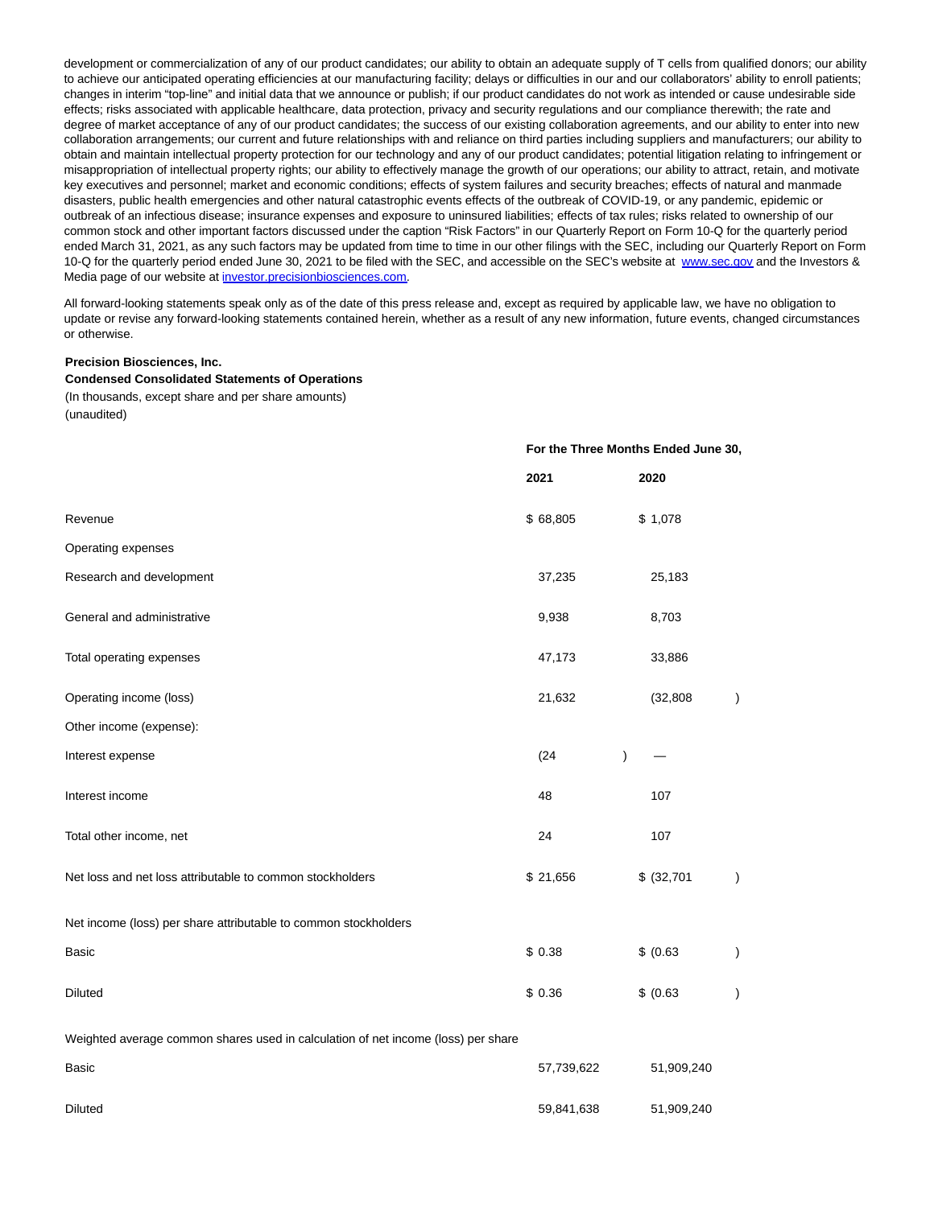development or commercialization of any of our product candidates; our ability to obtain an adequate supply of T cells from qualified donors; our ability to achieve our anticipated operating efficiencies at our manufacturing facility; delays or difficulties in our and our collaborators' ability to enroll patients; changes in interim "top-line" and initial data that we announce or publish; if our product candidates do not work as intended or cause undesirable side effects; risks associated with applicable healthcare, data protection, privacy and security regulations and our compliance therewith; the rate and degree of market acceptance of any of our product candidates; the success of our existing collaboration agreements, and our ability to enter into new collaboration arrangements; our current and future relationships with and reliance on third parties including suppliers and manufacturers; our ability to obtain and maintain intellectual property protection for our technology and any of our product candidates; potential litigation relating to infringement or misappropriation of intellectual property rights; our ability to effectively manage the growth of our operations; our ability to attract, retain, and motivate key executives and personnel; market and economic conditions; effects of system failures and security breaches; effects of natural and manmade disasters, public health emergencies and other natural catastrophic events effects of the outbreak of COVID-19, or any pandemic, epidemic or outbreak of an infectious disease; insurance expenses and exposure to uninsured liabilities; effects of tax rules; risks related to ownership of our common stock and other important factors discussed under the caption "Risk Factors" in our Quarterly Report on Form 10-Q for the quarterly period ended March 31, 2021, as any such factors may be updated from time to time in our other filings with the SEC, including our Quarterly Report on Form 10-Q for the quarterly period ended June 30, 2021 to be filed with the SEC, and accessible on the SEC's website at [www.sec.gov](www.sec.gov) and the Investors & Media page of our website at [investor.precisionbiosciences.com](investor.precisionbiosciences.com).

All forward-looking statements speak only as of the date of this press release and, except as required by applicable law, we have no obligation to update or revise any forward-looking statements contained herein, whether as a result of any new information, future events, changed circumstances or otherwise.

**Precision Biosciences, Inc.**
**Condensed Consolidated Statements of Operations**
(In thousands, except share and per share amounts)
(unaudited)

| | For the Three Months Ended June 30, | |
|---|---|---|
| | **2021** | **2020** |
| Revenue | $ 68,805 | $ 1,078 |
| Operating expenses | | |
| Research and development | 37,235 | 25,183 |
| General and administrative | 9,938 | 8,703 |
| Total operating expenses | 47,173 | 33,886 |
| Operating income (loss) | 21,632 | (32,808) |
| Other income (expense): | | |
| Interest expense | (24) | — |
| Interest income | 48 | 107 |
| Total other income, net | 24 | 107 |
| Net loss and net loss attributable to common stockholders | $ 21,656 | $ (32,701) |
| Net income (loss) per share attributable to common stockholders | | |
| Basic | $ 0.38 | $ (0.63) |
| Diluted | $ 0.36 | $ (0.63) |
| Weighted average common shares used in calculation of net income (loss) per share | | |
| Basic | 57,739,622 | 51,909,240 |
| Diluted | 59,841,638 | 51,909,240 |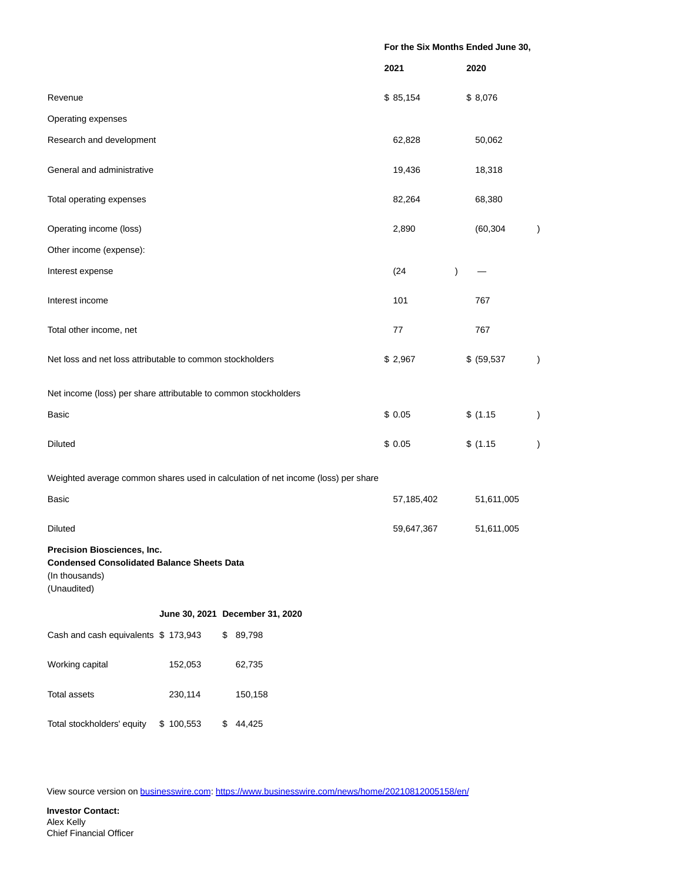| | For the Six Months Ended June 30, | |
|---|---|---|
| | 2021 | 2020 |
| Revenue | $ 85,154 | $ 8,076 |
| Operating expenses | | |
| Research and development | 62,828 | 50,062 |
| General and administrative | 19,436 | 18,318 |
| Total operating expenses | 82,264 | 68,380 |
| Operating income (loss) | 2,890 | (60,304) |
| Other income (expense): | | |
| Interest expense | (24) | — |
| Interest income | 101 | 767 |
| Total other income, net | 77 | 767 |
| Net loss and net loss attributable to common stockholders | $ 2,967 | $ (59,537) |
| Net income (loss) per share attributable to common stockholders | | |
| Basic | $ 0.05 | $ (1.15) |
| Diluted | $ 0.05 | $ (1.15) |
| Weighted average common shares used in calculation of net income (loss) per share | | |
| Basic | 57,185,402 | 51,611,005 |
| Diluted | 59,647,367 | 51,611,005 |

**Precision Biosciences, Inc.**
**Condensed Consolidated Balance Sheets Data**
(In thousands)
(Unaudited)

| | June 30, 2021 | December 31, 2020 |
|---|---|---|
| Cash and cash equivalents | $ 173,943 | $ 89,798 |
| Working capital | 152,053 | 62,735 |
| Total assets | 230,114 | 150,158 |
| Total stockholders' equity | $ 100,553 | $ 44,425 |

View source version on businesswire.com: https://www.businesswire.com/news/home/20210812005158/en/

**Investor Contact:**
Alex Kelly
Chief Financial Officer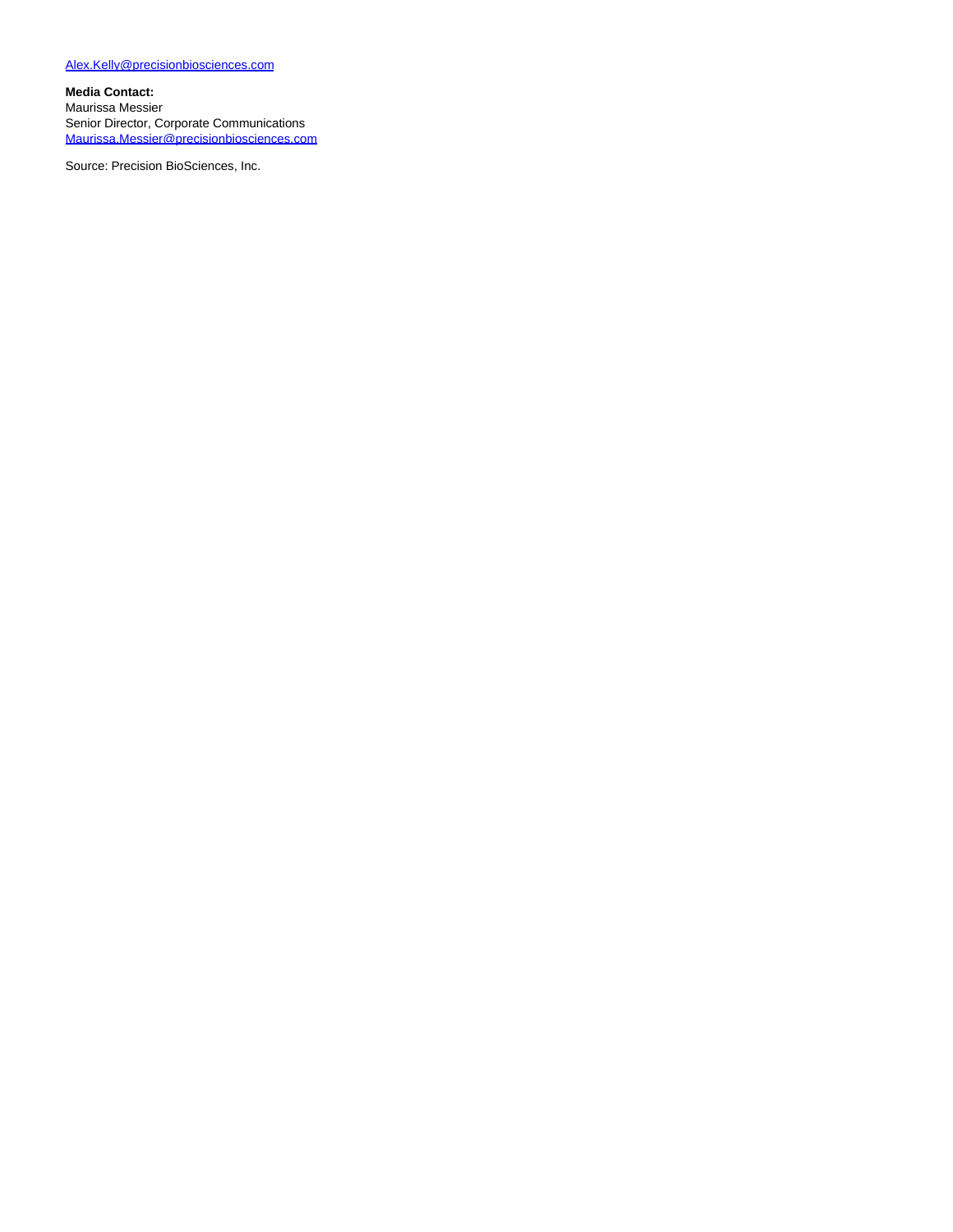Alex.Kelly@precisionbiosciences.com

**Media Contact:**
Maurissa Messier
Senior Director, Corporate Communications
Maurissa.Messier@precisionbiosciences.com

Source: Precision BioSciences, Inc.